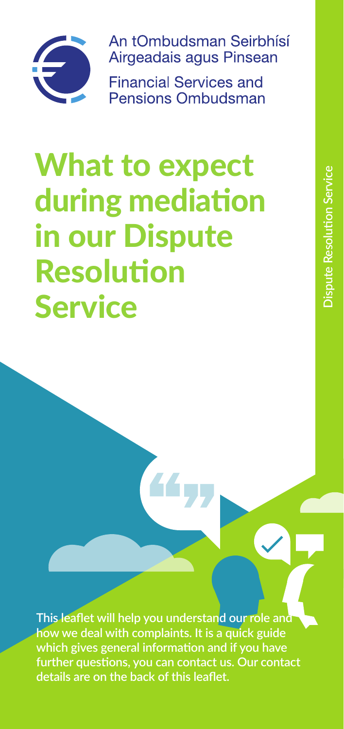An tOmbudsman Seirbhísí Airgeadais agus Pinsean

Financial Services and Pensions Ombudsman

# What to expect during mediation in our Dispute Resolution Service

Dispute Resolution Service

**This leaflet will help you understand our role and how we deal with complaints. It is a quick guide which gives general information and if you have further questions, you can contact us. Our contact details are on the back of this leaflet.**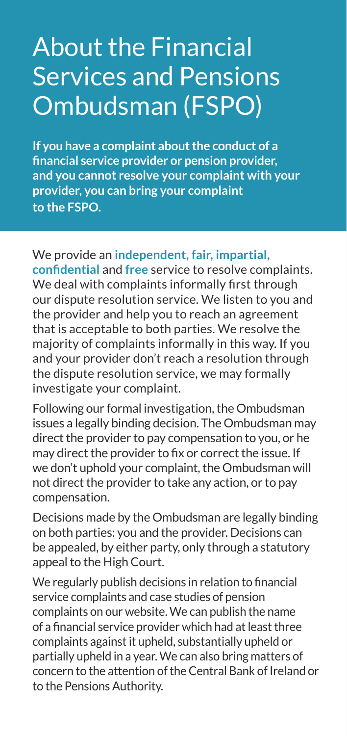# About the Financial Services and Pensions Ombudsman (FSPO)

**If you have a complaint about the conduct of a financial service provider or pension provider, and you cannot resolve your complaint with your provider, you can bring your complaint to the FSPO.**

We provide an **independent, fair, impartial, confidential** and **free** service to resolve complaints. We deal with complaints informally first through our dispute resolution service. We listen to you and the provider and help you to reach an agreement that is acceptable to both parties. We resolve the majority of complaints informally in this way. If you and your provider don't reach a resolution through the dispute resolution service, we may formally investigate your complaint.

Following our formal investigation, the Ombudsman issues a legally binding decision. The Ombudsman may direct the provider to pay compensation to you, or he may direct the provider to fix or correct the issue. If we don't uphold your complaint, the Ombudsman will not direct the provider to take any action, or to pay compensation.

Decisions made by the Ombudsman are legally binding on both parties: you and the provider. Decisions can be appealed, by either party, only through a statutory appeal to the High Court.

We regularly publish decisions in relation to financial service complaints and case studies of pension complaints on our website. We can publish the name of a financial service provider which had at least three complaints against it upheld, substantially upheld or partially upheld in a year. We can also bring matters of concern to the attention of the Central Bank of Ireland or to the Pensions Authority.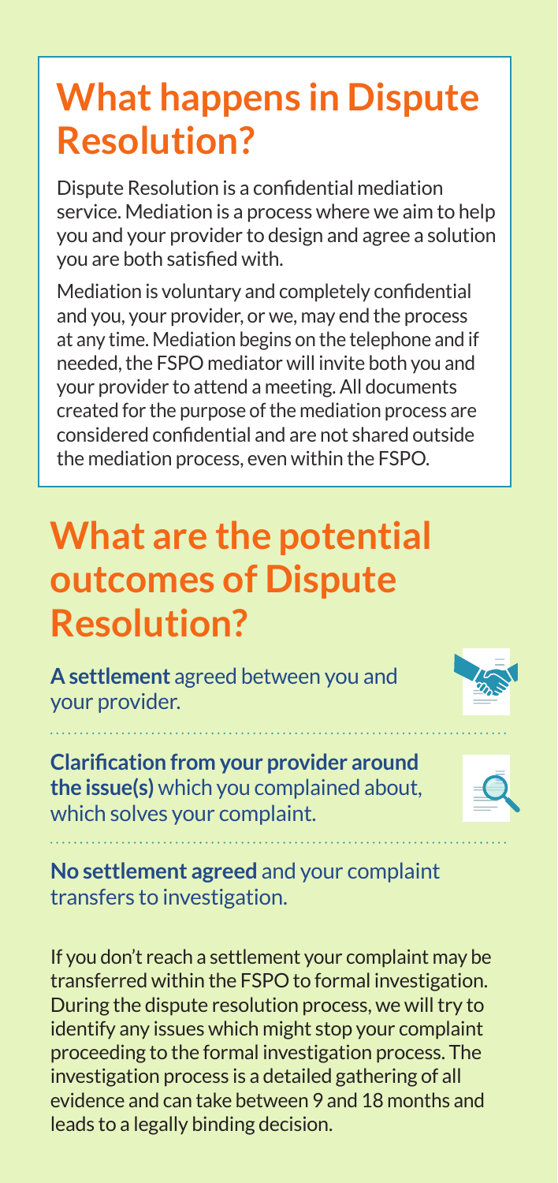## What happens in Dispute Resolution?

Dispute Resolution is a confidential mediation service. Mediation is a process where we aim to help you and your provider to design and agree a solution you are both satisfied with.

Mediation is voluntary and completely confidential and you, your provider, or we, may end the process at any time. Mediation begins on the telephone and if needed, the FSPO mediator will invite both you and your provider to attend a meeting. All documents created for the purpose of the mediation process are considered confidential and are not shared outside the mediation process, even within the FSPO.

## What are the potential outcomes of Dispute Resolution?

**A settlement** agreed between you and your provider.

**Clarification from your provider around the issue(s)** which you complained about, which solves your complaint.

**No settlement agreed** and your complaint transfers to investigation.

If you don't reach a settlement your complaint may be transferred within the FSPO to formal investigation. During the dispute resolution process, we will try to identify any issues which might stop your complaint proceeding to the formal investigation process. The investigation process is a detailed gathering of all evidence and can take between 9 and 18 months and leads to a legally binding decision.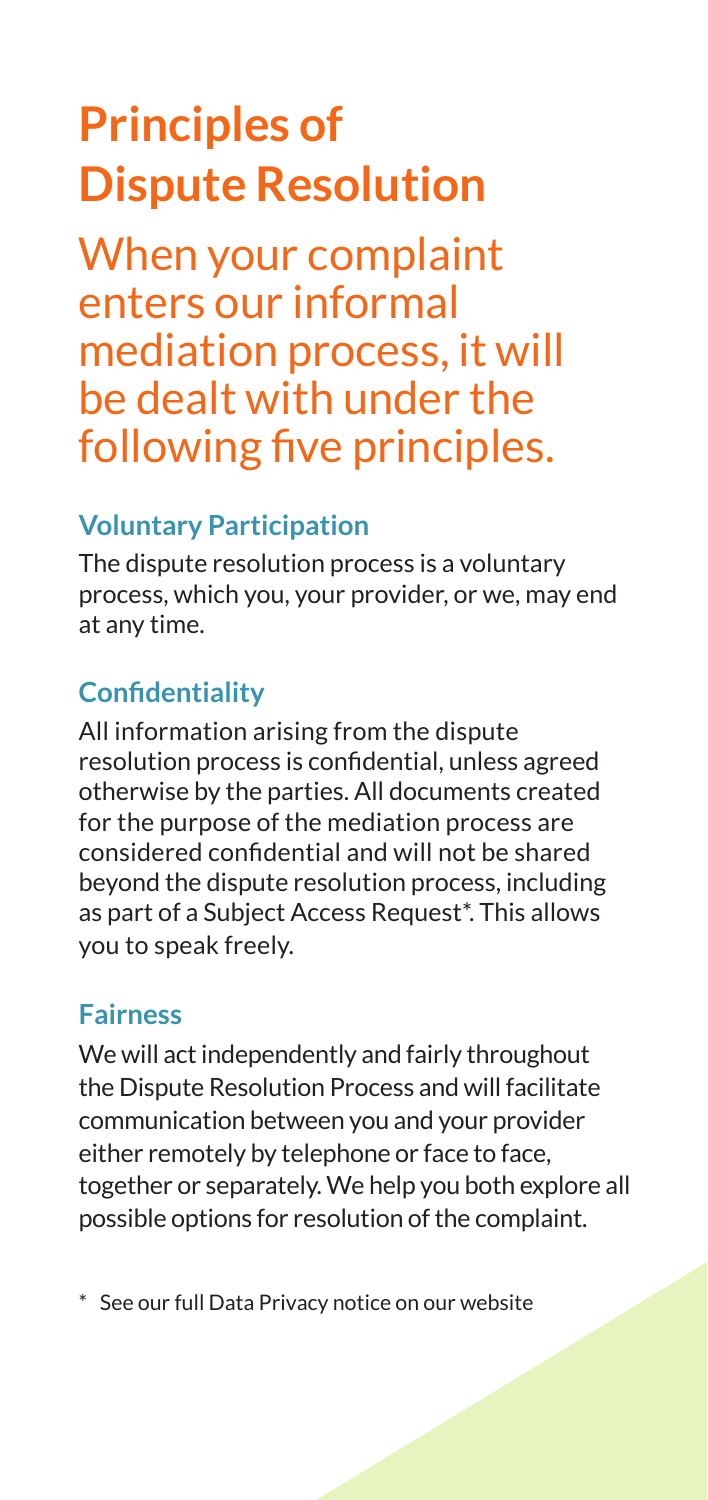# Principles of Dispute Resolution

## When your complaint enters our informal mediation process, it will be dealt with under the following five principles.

### Voluntary Participation

The dispute resolution process is a voluntary process, which you, your provider, or we, may end at any time.

### Confidentiality

All information arising from the dispute resolution process is confidential, unless agreed otherwise by the parties. All documents created for the purpose of the mediation process are considered confidential and will not be shared beyond the dispute resolution process, including as part of a Subject Access Request*. This allows you to speak freely.

### Fairness

We will act independently and fairly throughout the Dispute Resolution Process and will facilitate communication between you and your provider either remotely by telephone or face to face, together or separately. We help you both explore all possible options for resolution of the complaint.

* See our full Data Privacy notice on our website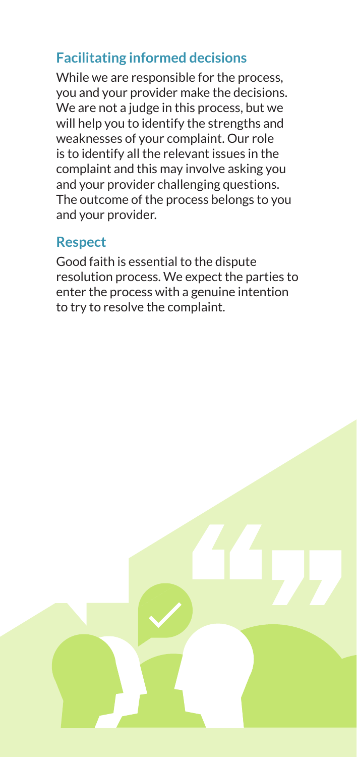## Facilitating informed decisions

While we are responsible for the process, you and your provider make the decisions. We are not a judge in this process, but we will help you to identify the strengths and weaknesses of your complaint. Our role is to identify all the relevant issues in the complaint and this may involve asking you and your provider challenging questions. The outcome of the process belongs to you and your provider.

## Respect

Good faith is essential to the dispute resolution process. We expect the parties to enter the process with a genuine intention to try to resolve the complaint.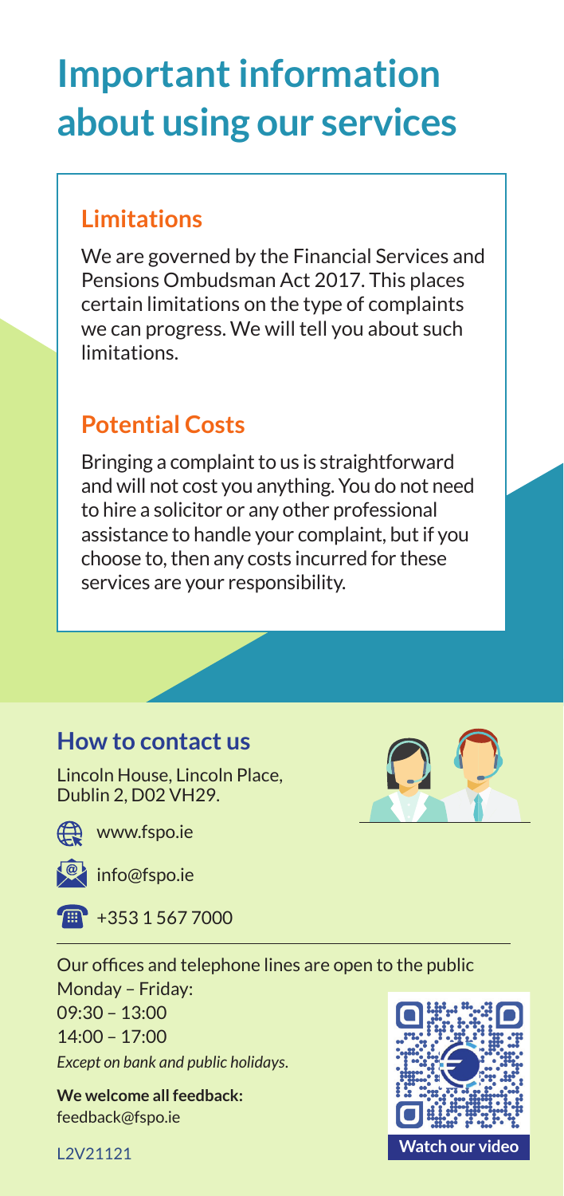# Important information about using our services

## Limitations

We are governed by the Financial Services and Pensions Ombudsman Act 2017. This places certain limitations on the type of complaints we can progress. We will tell you about such limitations.

## Potential Costs

Bringing a complaint to us is straightforward and will not cost you anything. You do not need to hire a solicitor or any other professional assistance to handle your complaint, but if you choose to, then any costs incurred for these services are your responsibility.

## How to contact us

Lincoln House, Lincoln Place,
Dublin 2, D02 VH29.

www.fspo.ie

info@fspo.ie

+353 1 567 7000

Our offices and telephone lines are open to the public
Monday – Friday:
09:30 – 13:00
14:00 – 17:00
*Except on bank and public holidays.*

**We welcome all feedback:**
feedback@fspo.ie

Watch our video

L2V21121